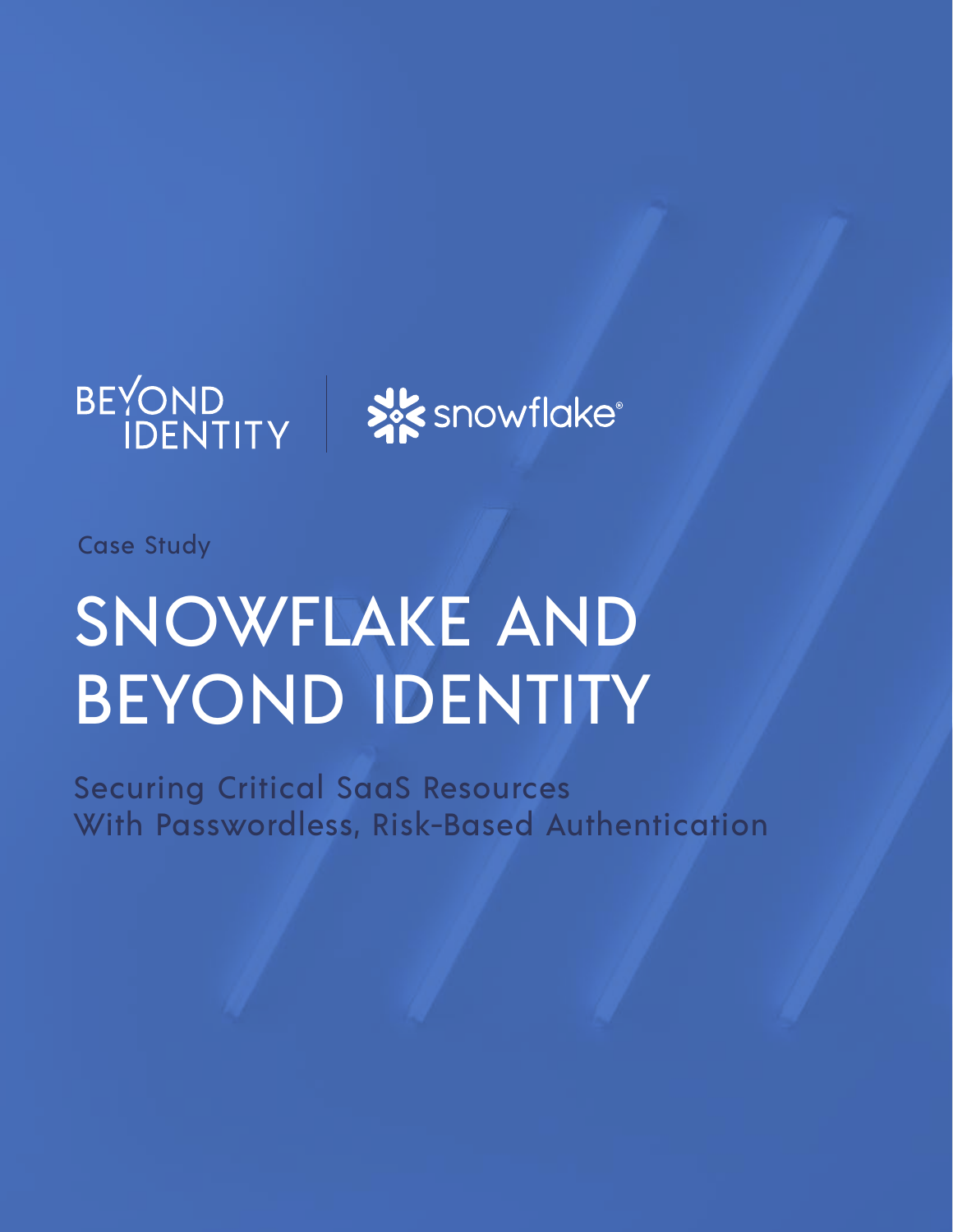BEYOND IDENTITY | snowflake®

Case Study

# SNOWFLAKE AND BEYOND IDENTITY

## Securing Critical SaaS Resources With Passwordless, Risk-Based Authentication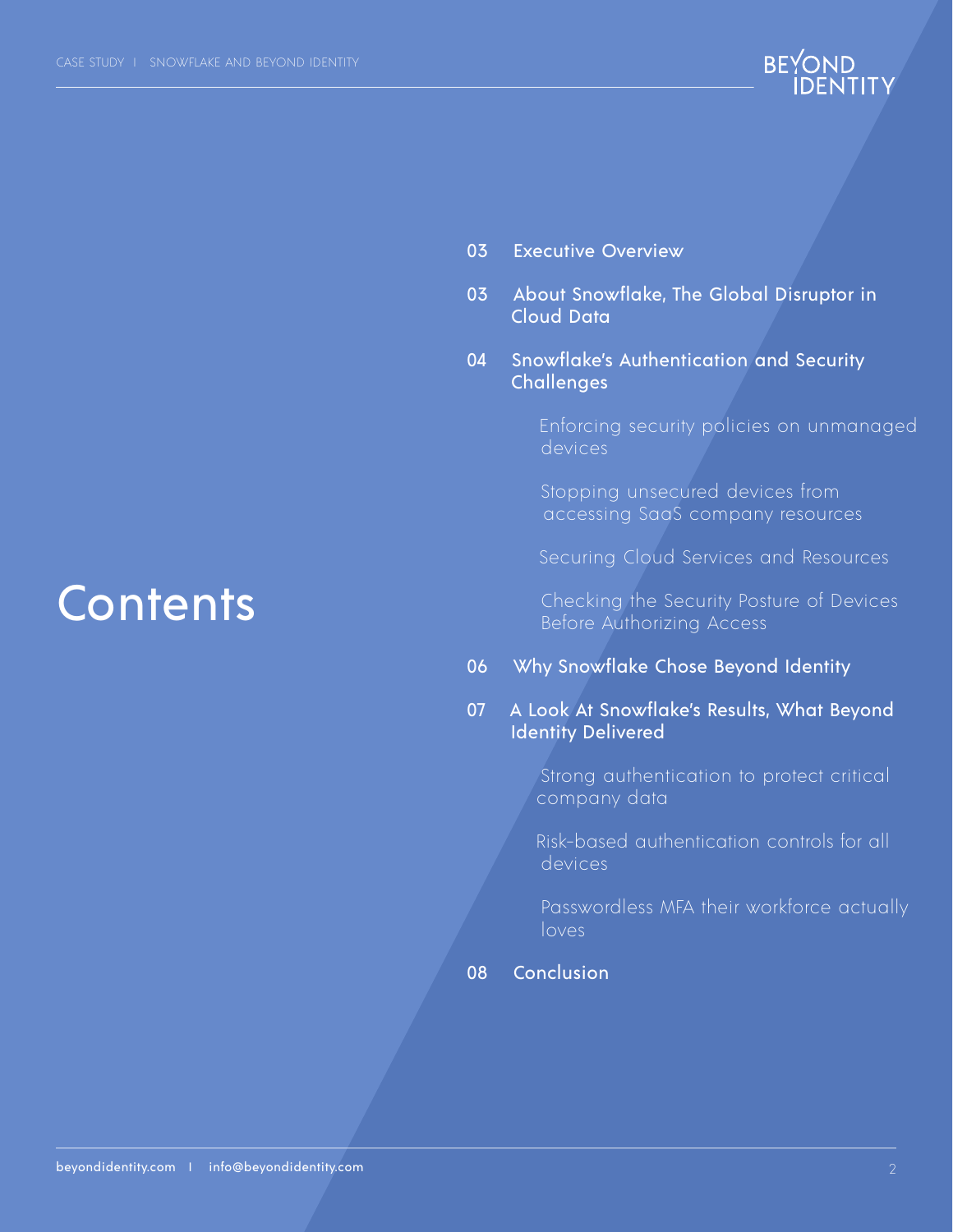# Contents

03 Executive Overview

03 About Snowflake, The Global Disruptor in Cloud Data

04 Snowflake's Authentication and Security Challenges

- Enforcing security policies on unmanaged devices
- Stopping unsecured devices from accessing SaaS company resources
- Securing Cloud Services and Resources
- Checking the Security Posture of Devices Before Authorizing Access

06 Why Snowflake Chose Beyond Identity

07 A Look At Snowflake's Results, What Beyond Identity Delivered

- Strong authentication to protect critical company data
- Risk-based authentication controls for all devices
- Passwordless MFA their workforce actually loves

08 Conclusion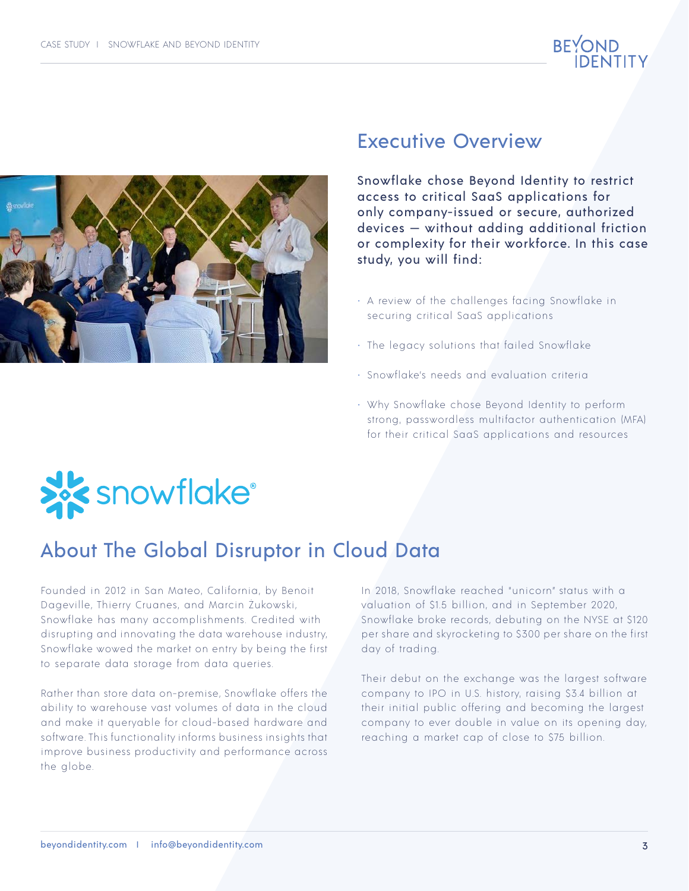## Executive Overview

Snowflake chose Beyond Identity to restrict access to critical SaaS applications for only company-issued or secure, authorized devices — without adding additional friction or complexity for their workforce. In this case study, you will find:

- A review of the challenges facing Snowflake in securing critical SaaS applications
- The legacy solutions that failed Snowflake
- Snowflake's needs and evaluation criteria
- Why Snowflake chose Beyond Identity to perform strong, passwordless multifactor authentication (MFA) for their critical SaaS applications and resources

## About The Global Disruptor in Cloud Data

Founded in 2012 in San Mateo, California, by Benoit Dageville, Thierry Cruanes, and Marcin Zukowski, Snowflake has many accomplishments. Credited with disrupting and innovating the data warehouse industry, Snowflake wowed the market on entry by being the first to separate data storage from data queries.

Rather than store data on-premise, Snowflake offers the ability to warehouse vast volumes of data in the cloud and make it queryable for cloud-based hardware and software. This functionality informs business insights that improve business productivity and performance across the globe.

In 2018, Snowflake reached "unicorn" status with a valuation of $1.5 billion, and in September 2020, Snowflake broke records, debuting on the NYSE at $120 per share and skyrocketing to $300 per share on the first day of trading.

Their debut on the exchange was the largest software company to IPO in U.S. history, raising $3.4 billion at their initial public offering and becoming the largest company to ever double in value on its opening day, reaching a market cap of close to $75 billion.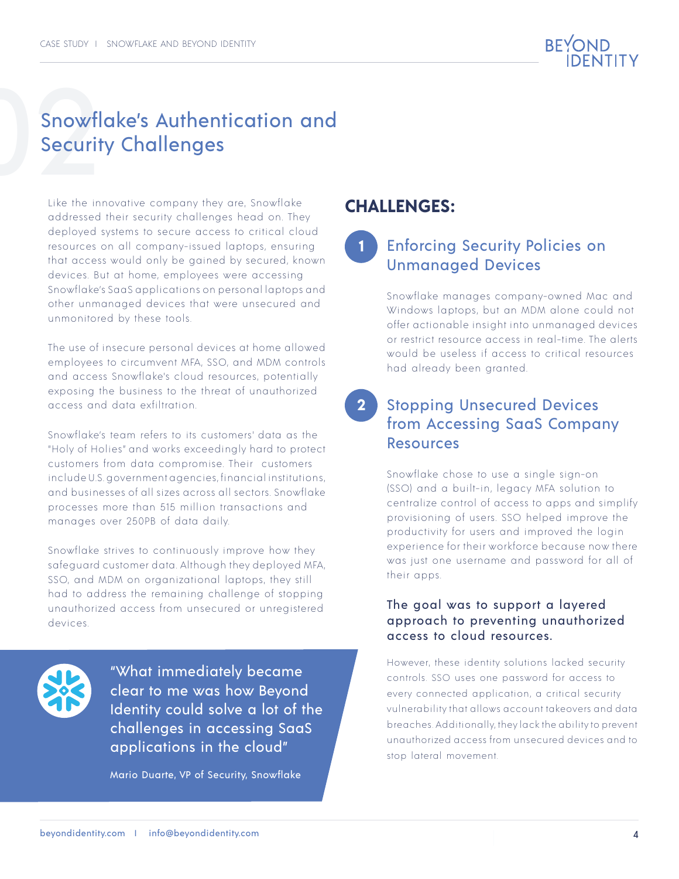# Snowflake's Authentication and Security Challenges

Like the innovative company they are, Snowflake addressed their security challenges head on. They deployed systems to secure access to critical cloud resources on all company-issued laptops, ensuring that access would only be gained by secured, known devices. But at home, employees were accessing Snowflake's SaaS applications on personal laptops and other unmanaged devices that were unsecured and unmonitored by these tools.

The use of insecure personal devices at home allowed employees to circumvent MFA, SSO, and MDM controls and access Snowflake's cloud resources, potentially exposing the business to the threat of unauthorized access and data exfiltration.

Snowflake's team refers to its customers' data as the "Holy of Holies" and works exceedingly hard to protect customers from data compromise. Their customers include U.S. government agencies, financial institutions, and businesses of all sizes across all sectors. Snowflake processes more than 515 million transactions and manages over 250PB of data daily.

Snowflake strives to continuously improve how they safeguard customer data. Although they deployed MFA, SSO, and MDM on organizational laptops, they still had to address the remaining challenge of stopping unauthorized access from unsecured or unregistered devices.

> "What immediately became clear to me was how Beyond Identity could solve a lot of the challenges in accessing SaaS applications in the cloud"
>
> Mario Duarte, VP of Security, Snowflake

## CHALLENGES:

### 1 Enforcing Security Policies on Unmanaged Devices

Snowflake manages company-owned Mac and Windows laptops, but an MDM alone could not offer actionable insight into unmanaged devices or restrict resource access in real-time. The alerts would be useless if access to critical resources had already been granted.

### 2 Stopping Unsecured Devices from Accessing SaaS Company Resources

Snowflake chose to use a single sign-on (SSO) and a built-in, legacy MFA solution to centralize control of access to apps and simplify provisioning of users. SSO helped improve the productivity for users and improved the login experience for their workforce because now there was just one username and password for all of their apps.

The goal was to support a layered approach to preventing unauthorized access to cloud resources.

However, these identity solutions lacked security controls. SSO uses one password for access to every connected application, a critical security vulnerability that allows account takeovers and data breaches. Additionally, they lack the ability to prevent unauthorized access from unsecured devices and to stop lateral movement.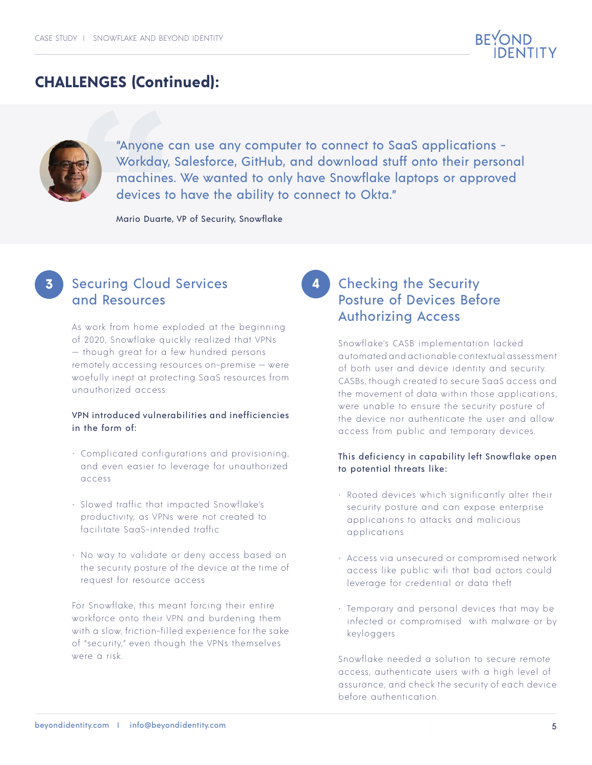## CHALLENGES (Continued):

> "Anyone can use any computer to connect to SaaS applications - Workday, Salesforce, GitHub, and download stuff onto their personal machines. We wanted to only have Snowflake laptops or approved devices to have the ability to connect to Okta."
>
> Mario Duarte, VP of Security, Snowflake

### 3 Securing Cloud Services and Resources

As work from home exploded at the beginning of 2020, Snowflake quickly realized that VPNs — though great for a few hundred persons remotely accessing resources on-premise — were woefully inept at protecting SaaS resources from unauthorized access.

**VPN introduced vulnerabilities and inefficiencies in the form of:**

- Complicated configurations and provisioning, and even easier to leverage for unauthorized access
- Slowed traffic that impacted Snowflake's productivity, as VPNs were not created to facilitate SaaS-intended traffic
- No way to validate or deny access based on the security posture of the device at the time of request for resource access

For Snowflake, this meant forcing their entire workforce onto their VPN and burdening them with a slow, friction-filled experience for the sake of "security," even though the VPNs themselves were a risk.

### 4 Checking the Security Posture of Devices Before Authorizing Access

Snowflake's CASB implementation lacked automated and actionable contextual assessment of both user and device identity and security. CASBs, though created to secure SaaS access and the movement of data within those applications, were unable to ensure the security posture of the device nor authenticate the user and allow access from public and temporary devices.

**This deficiency in capability left Snowflake open to potential threats like:**

- Rooted devices which significantly alter their security posture and can expose enterprise applications to attacks and malicious applications
- Access via unsecured or compromised network access like public wifi that bad actors could leverage for credential or data theft
- Temporary and personal devices that may be infected or compromised with malware or by keyloggers

Snowflake needed a solution to secure remote access, authenticate users with a high level of assurance, and check the security of each device before authentication.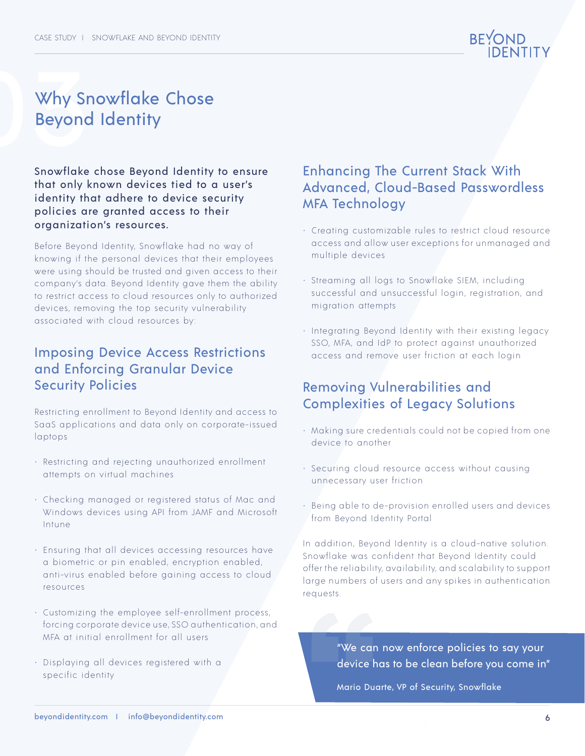# Why Snowflake Chose Beyond Identity

**Snowflake chose Beyond Identity to ensure that only known devices tied to a user's identity that adhere to device security policies are granted access to their organization's resources.**

Before Beyond Identity, Snowflake had no way of knowing if the personal devices that their employees were using should be trusted and given access to their company's data. Beyond Identity gave them the ability to restrict access to cloud resources only to authorized devices, removing the top security vulnerability associated with cloud resources by:

## Imposing Device Access Restrictions and Enforcing Granular Device Security Policies

Restricting enrollment to Beyond Identity and access to SaaS applications and data only on corporate-issued laptops

- Restricting and rejecting unauthorized enrollment attempts on virtual machines
- Checking managed or registered status of Mac and Windows devices using API from JAMF and Microsoft Intune
- Ensuring that all devices accessing resources have a biometric or pin enabled, encryption enabled, anti-virus enabled before gaining access to cloud resources
- Customizing the employee self-enrollment process, forcing corporate device use, SSO authentication, and MFA at initial enrollment for all users
- Displaying all devices registered with a specific identity

## Enhancing The Current Stack With Advanced, Cloud-Based Passwordless MFA Technology

- Creating customizable rules to restrict cloud resource access and allow user exceptions for unmanaged and multiple devices
- Streaming all logs to Snowflake SIEM, including successful and unsuccessful login, registration, and migration attempts
- Integrating Beyond Identity with their existing legacy SSO, MFA, and IdP to protect against unauthorized access and remove user friction at each login

## Removing Vulnerabilities and Complexities of Legacy Solutions

- Making sure credentials could not be copied from one device to another
- Securing cloud resource access without causing unnecessary user friction
- Being able to de-provision enrolled users and devices from Beyond Identity Portal

In addition, Beyond Identity is a cloud-native solution. Snowflake was confident that Beyond Identity could offer the reliability, availability, and scalability to support large numbers of users and any spikes in authentication requests.

> "We can now enforce policies to say your device has to be clean before you come in"
>
> Mario Duarte, VP of Security, Snowflake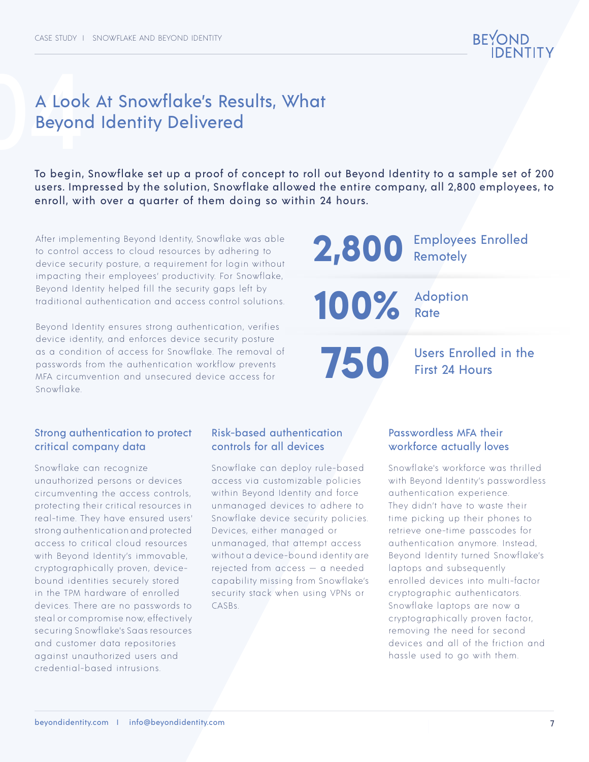# A Look At Snowflake's Results, What Beyond Identity Delivered

To begin, Snowflake set up a proof of concept to roll out Beyond Identity to a sample set of 200 users. Impressed by the solution, Snowflake allowed the entire company, all 2,800 employees, to enroll, with over a quarter of them doing so within 24 hours.

After implementing Beyond Identity, Snowflake was able to control access to cloud resources by adhering to device security posture, a requirement for login without impacting their employees' productivity. For Snowflake, Beyond Identity helped fill the security gaps left by traditional authentication and access control solutions.

Beyond Identity ensures strong authentication, verifies device identity, and enforces device security posture as a condition of access for Snowflake. The removal of passwords from the authentication workflow prevents MFA circumvention and unsecured device access for Snowflake.

**2,800** Employees Enrolled Remotely

**100%** Adoption Rate

**750** Users Enrolled in the First 24 Hours

### Strong authentication to protect critical company data

Snowflake can recognize unauthorized persons or devices circumventing the access controls, protecting their critical resources in real-time. They have ensured users' strong authentication and protected access to critical cloud resources with Beyond Identity's immovable, cryptographically proven, device-bound identities securely stored in the TPM hardware of enrolled devices. There are no passwords to steal or compromise now, effectively securing Snowflake's Saas resources and customer data repositories against unauthorized users and credential-based intrusions.

### Risk-based authentication controls for all devices

Snowflake can deploy rule-based access via customizable policies within Beyond Identity and force unmanaged devices to adhere to Snowflake device security policies. Devices, either managed or unmanaged, that attempt access without a device-bound identity are rejected from access — a needed capability missing from Snowflake's security stack when using VPNs or CASBs.

### Passwordless MFA their workforce actually loves

Snowflake's workforce was thrilled with Beyond Identity's passwordless authentication experience. They didn't have to waste their time picking up their phones to retrieve one-time passcodes for authentication anymore. Instead, Beyond Identity turned Snowflake's laptops and subsequently enrolled devices into multi-factor cryptographic authenticators. Snowflake laptops are now a cryptographically proven factor, removing the need for second devices and all of the friction and hassle used to go with them.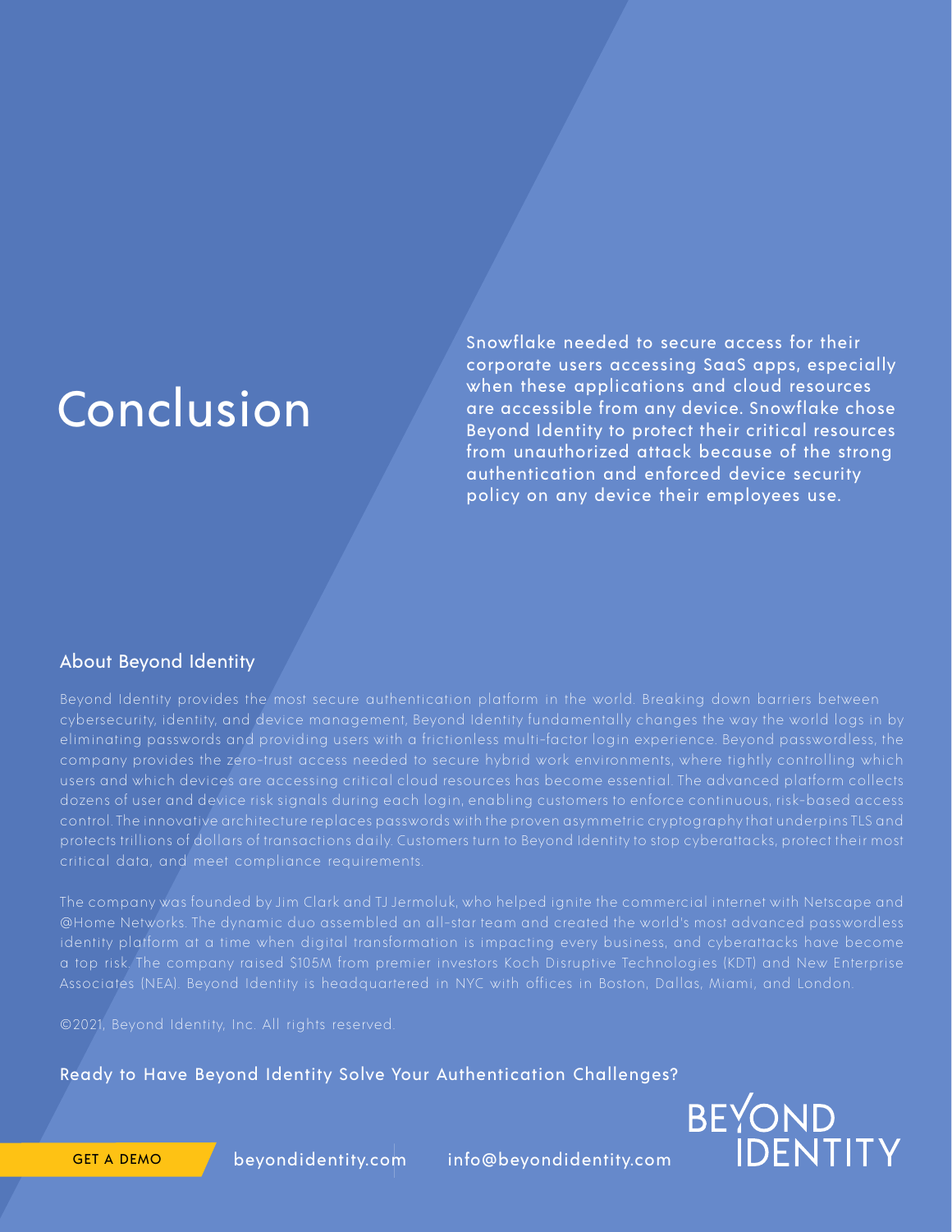# Conclusion

Snowflake needed to secure access for their corporate users accessing SaaS apps, especially when these applications and cloud resources are accessible from any device. Snowflake chose Beyond Identity to protect their critical resources from unauthorized attack because of the strong authentication and enforced device security policy on any device their employees use.

## About Beyond Identity

Beyond Identity provides the most secure authentication platform in the world. Breaking down barriers between cybersecurity, identity, and device management, Beyond Identity fundamentally changes the way the world logs in by eliminating passwords and providing users with a frictionless multi-factor login experience. Beyond passwordless, the company provides the zero-trust access needed to secure hybrid work environments, where tightly controlling which users and which devices are accessing critical cloud resources has become essential. The advanced platform collects dozens of user and device risk signals during each login, enabling customers to enforce continuous, risk-based access control. The innovative architecture replaces passwords with the proven asymmetric cryptography that underpins TLS and protects trillions of dollars of transactions daily. Customers turn to Beyond Identity to stop cyberattacks, protect their most critical data, and meet compliance requirements.

The company was founded by Jim Clark and TJ Jermoluk, who helped ignite the commercial internet with Netscape and @Home Networks. The dynamic duo assembled an all-star team and created the world's most advanced passwordless identity platform at a time when digital transformation is impacting every business, and cyberattacks have become a top risk. The company raised $105M from premier investors Koch Disruptive Technologies (KDT) and New Enterprise Associates (NEA). Beyond Identity is headquartered in NYC with offices in Boston, Dallas, Miami, and London.

©2021, Beyond Identity, Inc. All rights reserved.

Ready to Have Beyond Identity Solve Your Authentication Challenges?

GET A DEMO | beyondidentity.com | info@beyondidentity.com

BEYOND IDENTITY